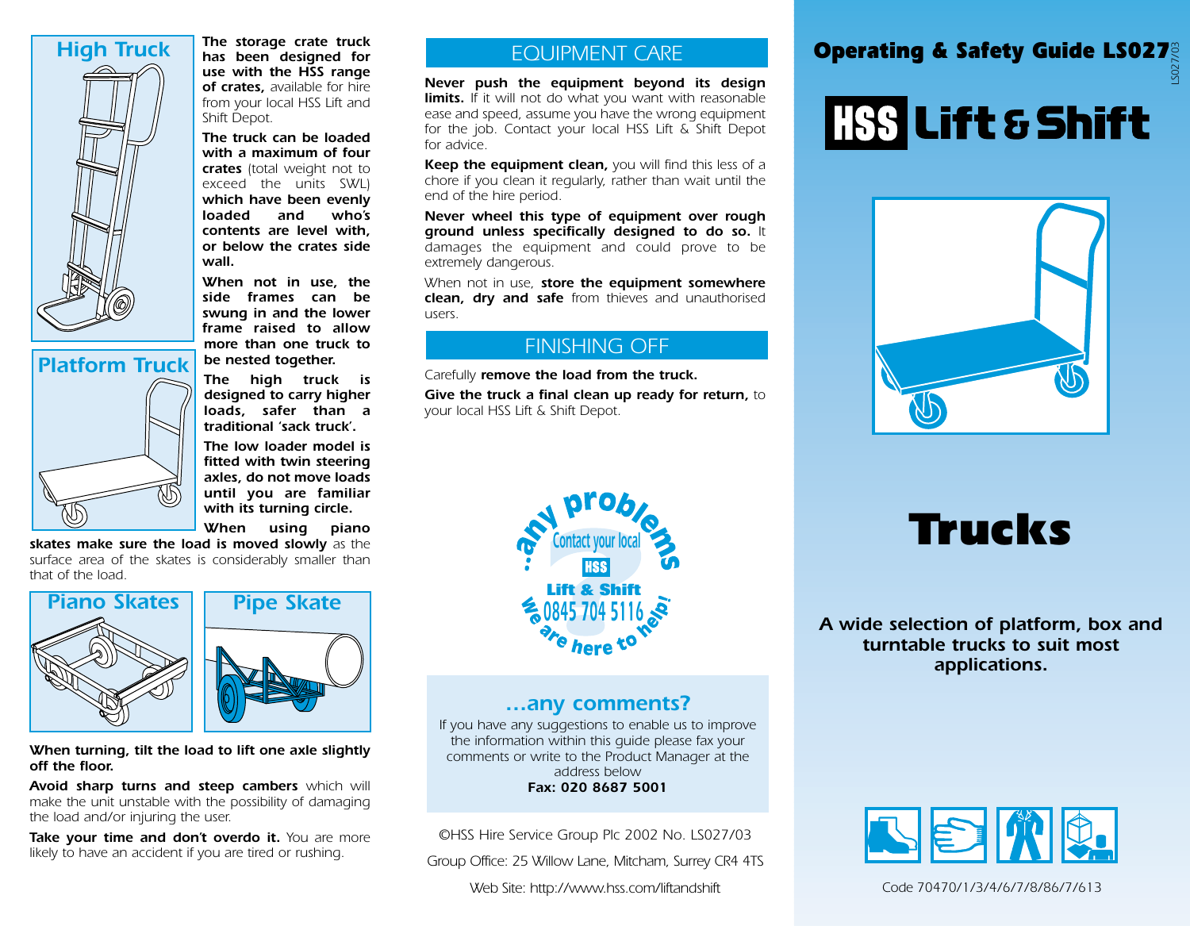# Operating & Safety Guide LS027

## HSS Lift & Shift

# Trucks

**A wide selection of platform, box and turntable trucks to suit most applications.**

Code 70470/1/3/4/6/7/8/86/7/613

## High Truck

## Platform Truck

**The storage crate truck has been designed for use with the HSS range of crates,** available for hire from your local HSS Lift and Shift Depot.

**The truck can be loaded with a maximum of four crates** (total weight not to exceed the units SWL) **which have been evenly loaded and who's contents are level with, or below the crates side wall.**

**When not in use, the side frames can be swung in and the lower frame raised to allow more than one truck to be nested together.**

**The high truck is designed to carry higher loads, safer than a traditional 'sack truck'.**

**The low loader model is fitted with twin steering axles, do not move loads until you are familiar with its turning circle.**

**When using piano skates make sure the load is moved slowly** as the surface area of the skates is considerably smaller than that of the load.

## Piano Skates

## Pipe Skate

**When turning, tilt the load to lift one axle slightly off the floor.**

**Avoid sharp turns and steep cambers** which will make the unit unstable with the possibility of damaging the load and/or injuring the user.

**Take your time and don't overdo it.** You are more likely to have an accident if you are tired or rushing.

## EQUIPMENT CARE

**Never push the equipment beyond its design limits.** If it will not do what you want with reasonable ease and speed, assume you have the wrong equipment for the job. Contact your local HSS Lift & Shift Depot for advice.

**Keep the equipment clean,** you will find this less of a chore if you clean it regularly, rather than wait until the end of the hire period.

**Never wheel this type of equipment over rough ground unless specifically designed to do so.** It damages the equipment and could prove to be extremely dangerous.

When not in use, **store the equipment somewhere clean, dry and safe** from thieves and unauthorised users.

## FINISHING OFF

Carefully **remove the load from the truck.**

**Give the truck a final clean up ready for return,** to your local HSS Lift & Shift Depot.

...any problems
Contact your local HSS Lift & Shift
0845 704 5116
We are here to help!

### ...any comments?

If you have any suggestions to enable us to improve the information within this guide please fax your comments or write to the Product Manager at the address below

**Fax: 020 8687 5001**

©HSS Hire Service Group Plc 2002 No. LS027/03

Group Office: 25 Willow Lane, Mitcham, Surrey CR4 4TS

Web Site: http://www.hss.com/liftandshift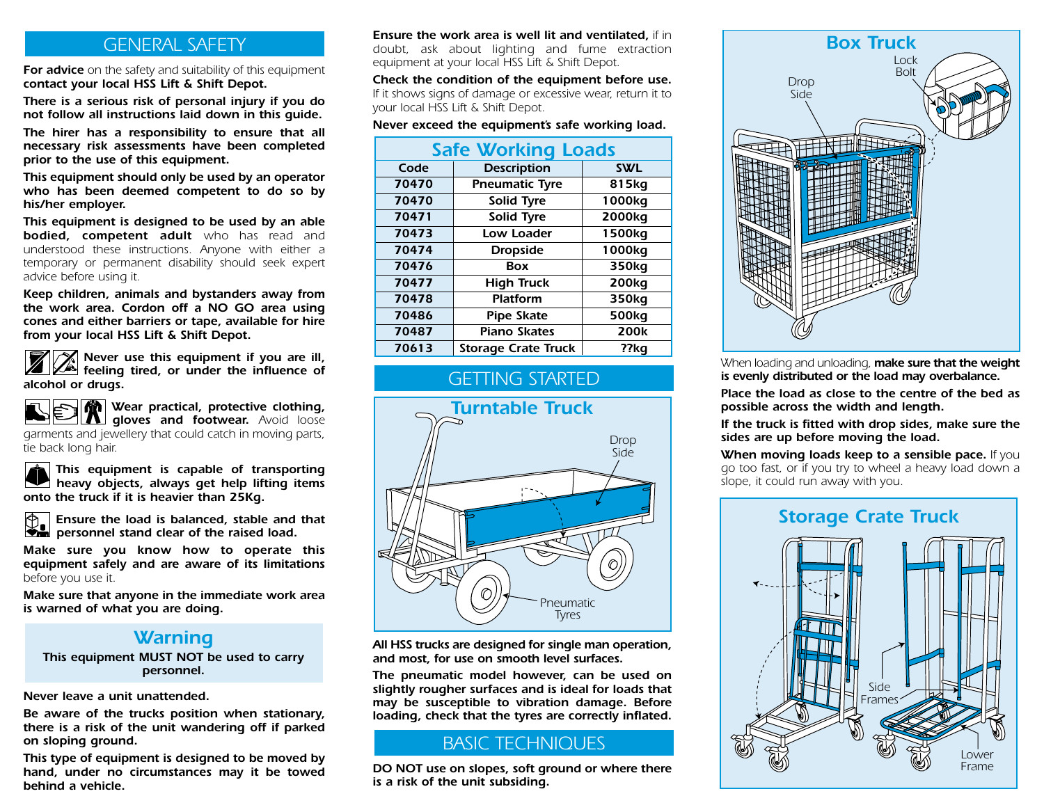## GENERAL SAFETY

**For advice** on the safety and suitability of this equipment **contact your local HSS Lift & Shift Depot.**

**There is a serious risk of personal injury if you do not follow all instructions laid down in this guide.**

**The hirer has a responsibility to ensure that all necessary risk assessments have been completed prior to the use of this equipment.**

**This equipment should only be used by an operator who has been deemed competent to do so by his/her employer.**

**This equipment is designed to be used by an able bodied, competent adult** who has read and understood these instructions. Anyone with either a temporary or permanent disability should seek expert advice before using it.

**Keep children, animals and bystanders away from the work area. Cordon off a NO GO area using cones and either barriers or tape, available for hire from your local HSS Lift & Shift Depot.**

**Never use this equipment if you are ill, feeling tired, or under the influence of alcohol or drugs.**

**Wear practical, protective clothing, gloves and footwear.** Avoid loose garments and jewellery that could catch in moving parts, tie back long hair.

**This equipment is capable of transporting heavy objects, always get help lifting items onto the truck if it is heavier than 25Kg.**

**Ensure the load is balanced, stable and that personnel stand clear of the raised load.**

**Make sure you know how to operate this equipment safely and are aware of its limitations** before you use it.

**Make sure that anyone in the immediate work area is warned of what you are doing.**

### Warning

**This equipment MUST NOT be used to carry personnel.**

**Never leave a unit unattended.**

**Be aware of the trucks position when stationary, there is a risk of the unit wandering off if parked on sloping ground.**

**This type of equipment is designed to be moved by hand, under no circumstances may it be towed behind a vehicle.**

**Ensure the work area is well lit and ventilated,** if in doubt, ask about lighting and fume extraction equipment at your local HSS Lift & Shift Depot.

**Check the condition of the equipment before use.** If it shows signs of damage or excessive wear, return it to your local HSS Lift & Shift Depot.

**Never exceed the equipment's safe working load.**

### Safe Working Loads

| Code | Description | SWL |
|---|---|---|
| 70470 | Pneumatic Tyre | 815kg |
| 70470 | Solid Tyre | 1000kg |
| 70471 | Solid Tyre | 2000kg |
| 70473 | Low Loader | 1500kg |
| 70474 | Dropside | 1000kg |
| 70476 | Box | 350kg |
| 70477 | High Truck | 200kg |
| 70478 | Platform | 350kg |
| 70486 | Pipe Skate | 500kg |
| 70487 | Piano Skates | 200k |
| 70613 | Storage Crate Truck | ??kg |

## GETTING STARTED

### Turntable Truck

Drop Side

Pneumatic Tyres

**All HSS trucks are designed for single man operation, and most, for use on smooth level surfaces.**

**The pneumatic model however, can be used on slightly rougher surfaces and is ideal for loads that may be susceptible to vibration damage. Before loading, check that the tyres are correctly inflated.**

## BASIC TECHNIQUES

**DO NOT use on slopes, soft ground or where there is a risk of the unit subsiding.**

### Box Truck

Lock Bolt

Drop Side

When loading and unloading, **make sure that the weight is evenly distributed or the load may overbalance.**

**Place the load as close to the centre of the bed as possible across the width and length.**

**If the truck is fitted with drop sides, make sure the sides are up before moving the load.**

**When moving loads keep to a sensible pace.** If you go too fast, or if you try to wheel a heavy load down a slope, it could run away with you.

### Storage Crate Truck

Side Frames

Lower Frame